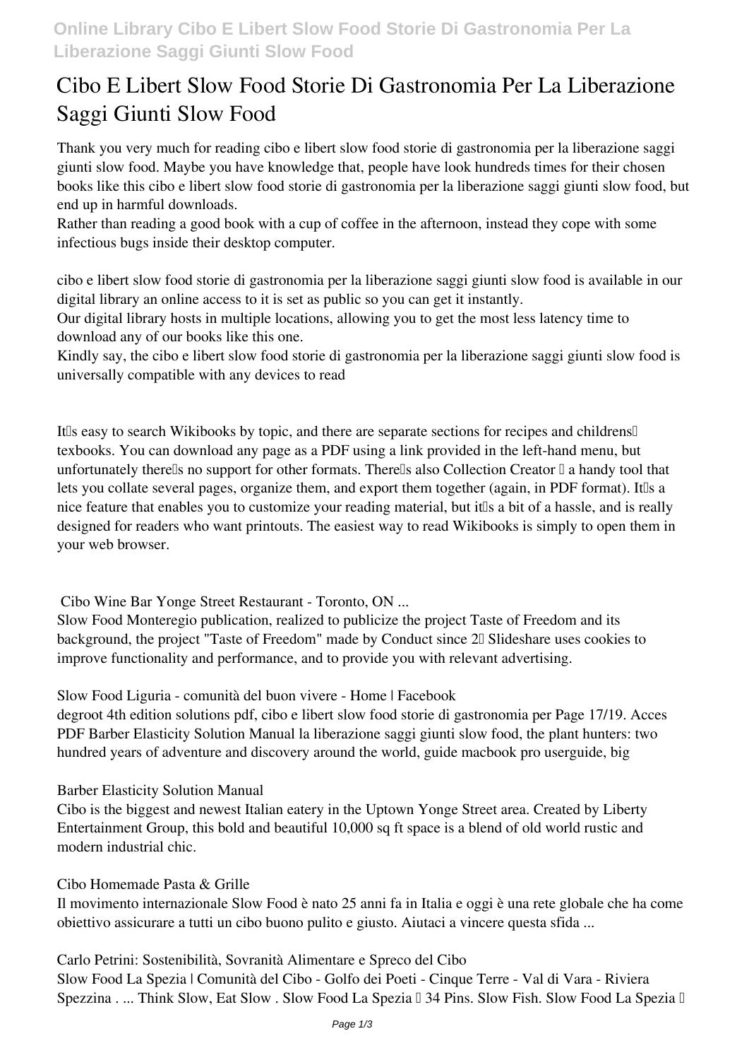# Cibo E Libert Slow Food Storie Di Gastronomia Per La Liberazione Saggi Giunti Slow Food

Thank you very much for reading cibo e libert slow food storie di gastronomia per la liberazione saggi giunti slow food. Maybe you have knowledge that, people have look hundreds times for their chosen books like this cibo e libert slow food storie di gastronomia per la liberazione saggi giunti slow food, but end up in harmful downloads.

Rather than reading a good book with a cup of coffee in the afternoon, instead they cope with some infectious bugs inside their desktop computer.

cibo e libert slow food storie di gastronomia per la liberazione saggi giunti slow food is available in our digital library an online access to it is set as public so you can get it instantly.

Our digital library hosts in multiple locations, allowing you to get the most less latency time to download any of our books like this one.

Kindly say, the cibo e libert slow food storie di gastronomia per la liberazione saggi giunti slow food is universally compatible with any devices to read

It's easy to search Wikibooks by topic, and there are separate sections for recipes and childrens' texbooks. You can download any page as a PDF using a link provided in the left-hand menu, but unfortunately there's no support for other formats. There's also Collection Creator – a handy tool that lets you collate several pages, organize them, and export them together (again, in PDF format). It's a nice feature that enables you to customize your reading material, but it's a bit of a hassle, and is really designed for readers who want printouts. The easiest way to read Wikibooks is simply to open them in your web browser.

**Cibo Wine Bar Yonge Street Restaurant - Toronto, ON ...**

Slow Food Monteregio publication, realized to publicize the project Taste of Freedom and its background, the project "Taste of Freedom" made by Conduct since 2… Slideshare uses cookies to improve functionality and performance, and to provide you with relevant advertising.

**Slow Food Liguria - comunità del buon vivere - Home | Facebook**

degroot 4th edition solutions pdf, cibo e libert slow food storie di gastronomia per Page 17/19. Acces PDF Barber Elasticity Solution Manual la liberazione saggi giunti slow food, the plant hunters: two hundred years of adventure and discovery around the world, guide macbook pro userguide, big

**Barber Elasticity Solution Manual**

Cibo is the biggest and newest Italian eatery in the Uptown Yonge Street area. Created by Liberty Entertainment Group, this bold and beautiful 10,000 sq ft space is a blend of old world rustic and modern industrial chic.

**Cibo Homemade Pasta & Grille**

Il movimento internazionale Slow Food è nato 25 anni fa in Italia e oggi è una rete globale che ha come obiettivo assicurare a tutti un cibo buono pulito e giusto. Aiutaci a vincere questa sfida ...

**Carlo Petrini: Sostenibilità, Sovranità Alimentare e Spreco del Cibo**

Slow Food La Spezia | Comunità del Cibo - Golfo dei Poeti - Cinque Terre - Val di Vara - Riviera Spezzina . ... Think Slow, Eat Slow . Slow Food La Spezia • 34 Pins. Slow Fish. Slow Food La Spezia •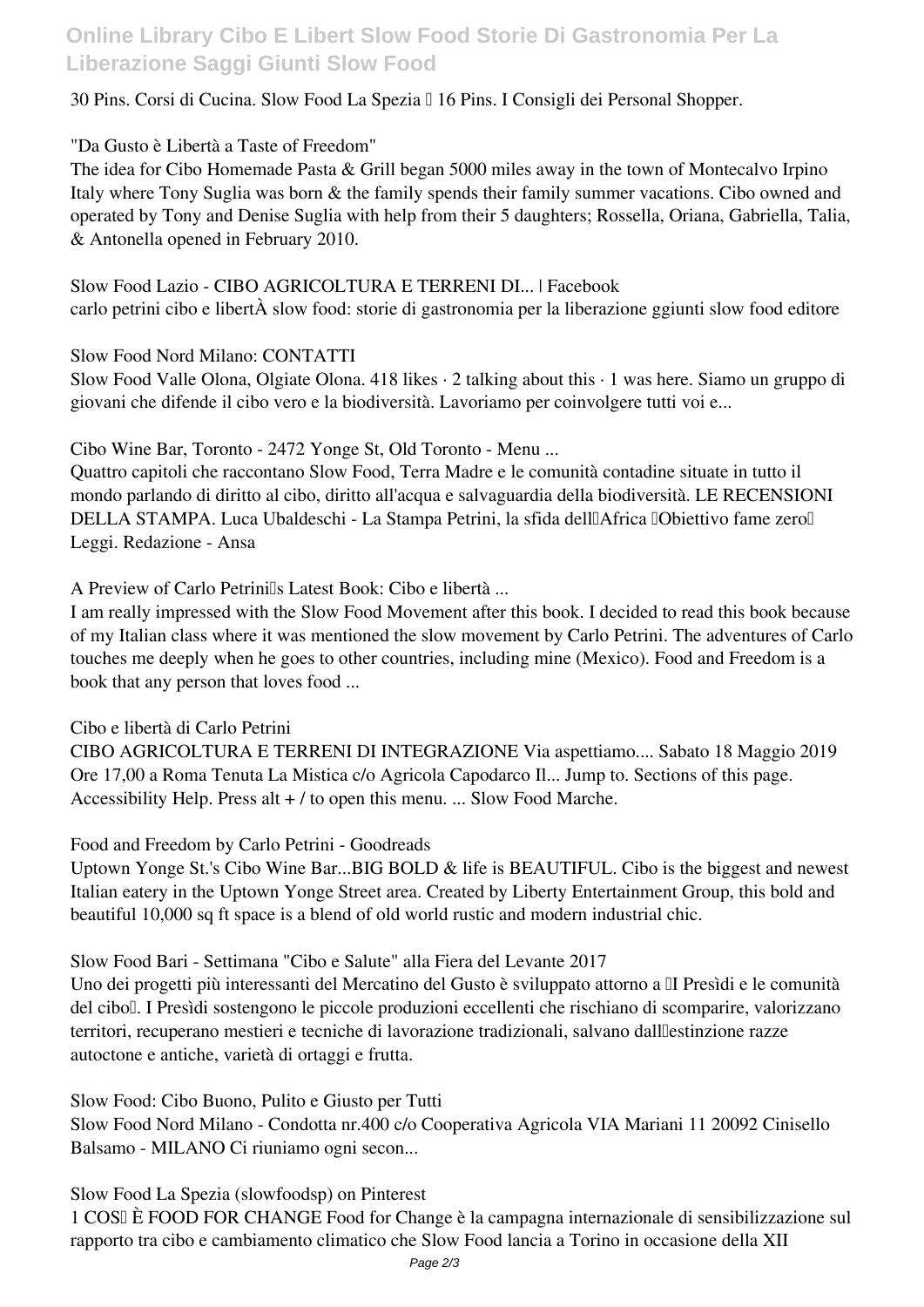30 Pins. Corsi di Cucina. Slow Food La Spezia  16 Pins. I Consigli dei Personal Shopper.

**"Da Gusto è Libertà a Taste of Freedom"**

The idea for Cibo Homemade Pasta & Grill began 5000 miles away in the town of Montecalvo Irpino Italy where Tony Suglia was born & the family spends their family summer vacations. Cibo owned and operated by Tony and Denise Suglia with help from their 5 daughters; Rossella, Oriana, Gabriella, Talia, & Antonella opened in February 2010.

**Slow Food Lazio - CIBO AGRICOLTURA E TERRENI DI... | Facebook**

carlo petrini cibo e libertÀ slow food: storie di gastronomia per la liberazione ggiunti slow food editore

**Slow Food Nord Milano: CONTATTI**

Slow Food Valle Olona, Olgiate Olona. 418 likes · 2 talking about this · 1 was here. Siamo un gruppo di giovani che difende il cibo vero e la biodiversità. Lavoriamo per coinvolgere tutti voi e...

**Cibo Wine Bar, Toronto - 2472 Yonge St, Old Toronto - Menu ...**

Quattro capitoli che raccontano Slow Food, Terra Madre e le comunità contadine situate in tutto il mondo parlando di diritto al cibo, diritto all'acqua e salvaguardia della biodiversità. LE RECENSIONI DELLA STAMPA. Luca Ubaldeschi - La Stampa Petrini, la sfida dell'Africa "Obiettivo fame zero" Leggi. Redazione - Ansa

**A Preview of Carlo Petrini's Latest Book: Cibo e libertà ...**

I am really impressed with the Slow Food Movement after this book. I decided to read this book because of my Italian class where it was mentioned the slow movement by Carlo Petrini. The adventures of Carlo touches me deeply when he goes to other countries, including mine (Mexico). Food and Freedom is a book that any person that loves food ...

**Cibo e libertà di Carlo Petrini**

CIBO AGRICOLTURA E TERRENI DI INTEGRAZIONE Via aspettiamo.... Sabato 18 Maggio 2019 Ore 17,00 a Roma Tenuta La Mistica c/o Agricola Capodarco Il... Jump to. Sections of this page. Accessibility Help. Press alt + / to open this menu. ... Slow Food Marche.

**Food and Freedom by Carlo Petrini - Goodreads**

Uptown Yonge St.'s Cibo Wine Bar...BIG BOLD & life is BEAUTIFUL. Cibo is the biggest and newest Italian eatery in the Uptown Yonge Street area. Created by Liberty Entertainment Group, this bold and beautiful 10,000 sq ft space is a blend of old world rustic and modern industrial chic.

**Slow Food Bari - Settimana "Cibo e Salute" alla Fiera del Levante 2017**

Uno dei progetti più interessanti del Mercatino del Gusto è sviluppato attorno a "I Presìdi e le comunità del cibo". I Presìdi sostengono le piccole produzioni eccellenti che rischiano di scomparire, valorizzano territori, recuperano mestieri e tecniche di lavorazione tradizionali, salvano dall'estinzione razze autoctone e antiche, varietà di ortaggi e frutta.

**Slow Food: Cibo Buono, Pulito e Giusto per Tutti**

Slow Food Nord Milano - Condotta nr.400 c/o Cooperativa Agricola VIA Mariani 11 20092 Cinisello Balsamo - MILANO Ci riuniamo ogni secon...

**Slow Food La Spezia (slowfoodsp) on Pinterest**

1 COS' È FOOD FOR CHANGE Food for Change è la campagna internazionale di sensibilizzazione sul rapporto tra cibo e cambiamento climatico che Slow Food lancia a Torino in occasione della XII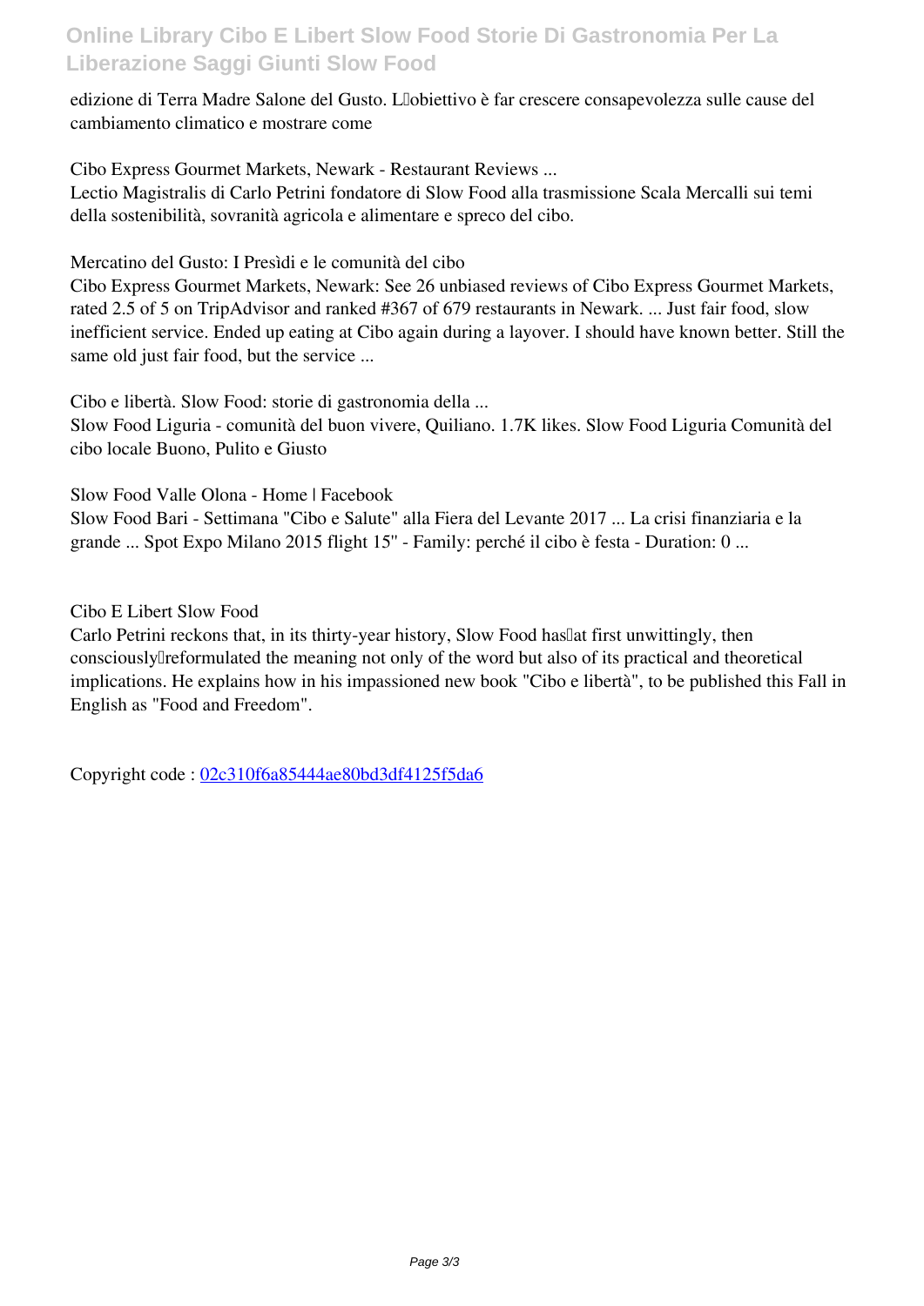edizione di Terra Madre Salone del Gusto. L'obiettivo è far crescere consapevolezza sulle cause del cambiamento climatico e mostrare come

Cibo Express Gourmet Markets, Newark - Restaurant Reviews ...
Lectio Magistralis di Carlo Petrini fondatore di Slow Food alla trasmissione Scala Mercalli sui temi della sostenibilità, sovranità agricola e alimentare e spreco del cibo.

Mercatino del Gusto: I Presìdi e le comunità del cibo
Cibo Express Gourmet Markets, Newark: See 26 unbiased reviews of Cibo Express Gourmet Markets, rated 2.5 of 5 on TripAdvisor and ranked #367 of 679 restaurants in Newark. ... Just fair food, slow inefficient service. Ended up eating at Cibo again during a layover. I should have known better. Still the same old just fair food, but the service ...

Cibo e libertà. Slow Food: storie di gastronomia della ...
Slow Food Liguria - comunità del buon vivere, Quiliano. 1.7K likes. Slow Food Liguria Comunità del cibo locale Buono, Pulito e Giusto

Slow Food Valle Olona - Home | Facebook
Slow Food Bari - Settimana "Cibo e Salute" alla Fiera del Levante 2017 ... La crisi finanziaria e la grande ... Spot Expo Milano 2015 flight 15'' - Family: perché il cibo è festa - Duration: 0 ...

Cibo E Libert Slow Food
Carlo Petrini reckons that, in its thirty-year history, Slow Food has—at first unwittingly, then consciously—reformulated the meaning not only of the word but also of its practical and theoretical implications. He explains how in his impassioned new book "Cibo e libertà", to be published this Fall in English as "Food and Freedom".

Copyright code : 02c310f6a85444ae80bd3df4125f5da6